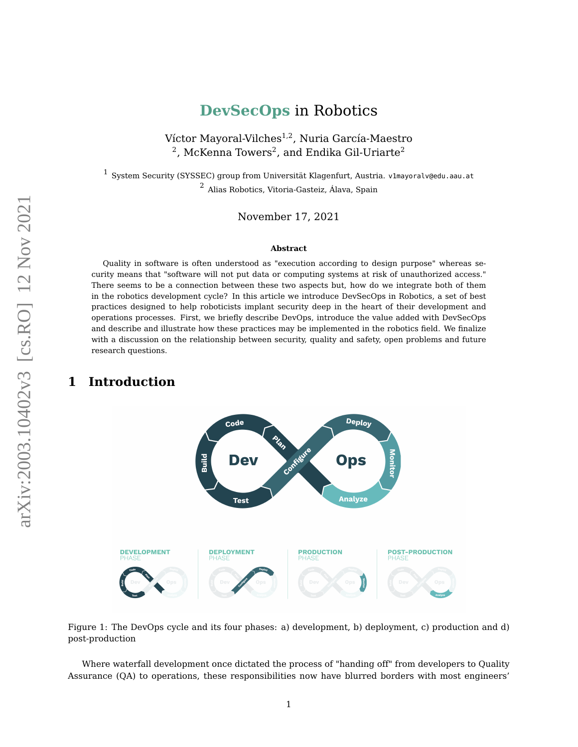# DevSecOps in Robotics

Víctor Mayoral-Vilches[1,2], Nuria García-Maestro [2], McKenna Towers[2], and Endika Gil-Uriarte[2]

[1] System Security (SYSSEC) group from Universität Klagenfurt, Austria. v1mayoralv@edu.aau.at
[2] Alias Robotics, Vitoria-Gasteiz, Álava, Spain

November 17, 2021

**Abstract**

Quality in software is often understood as "execution according to design purpose" whereas security means that "software will not put data or computing systems at risk of unauthorized access." There seems to be a connection between these two aspects but, how do we integrate both of them in the robotics development cycle? In this article we introduce DevSecOps in Robotics, a set of best practices designed to help roboticists implant security deep in the heart of their development and operations processes. First, we briefly describe DevOps, introduce the value added with DevSecOps and describe and illustrate how these practices may be implemented in the robotics field. We finalize with a discussion on the relationship between security, quality and safety, open problems and future research questions.

## 1 Introduction

Figure 1: The DevOps cycle and its four phases: a) development, b) deployment, c) production and d) post-production

Where waterfall development once dictated the process of "handing off" from developers to Quality Assurance (QA) to operations, these responsibilities now have blurred borders with most engineers'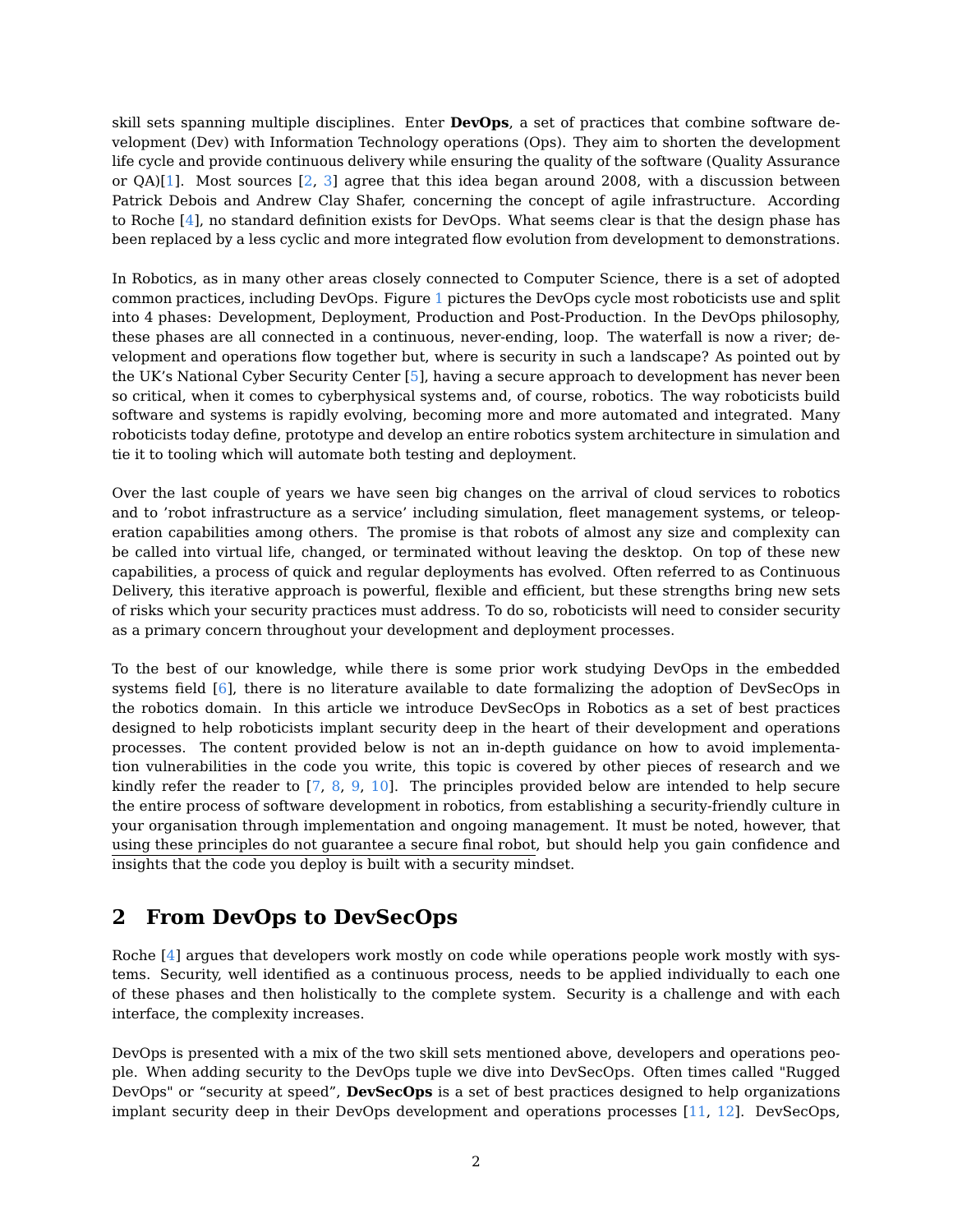skill sets spanning multiple disciplines. Enter **DevOps**, a set of practices that combine software development (Dev) with Information Technology operations (Ops). They aim to shorten the development life cycle and provide continuous delivery while ensuring the quality of the software (Quality Assurance or QA)[1]. Most sources [2, 3] agree that this idea began around 2008, with a discussion between Patrick Debois and Andrew Clay Shafer, concerning the concept of agile infrastructure. According to Roche [4], no standard definition exists for DevOps. What seems clear is that the design phase has been replaced by a less cyclic and more integrated flow evolution from development to demonstrations.

In Robotics, as in many other areas closely connected to Computer Science, there is a set of adopted common practices, including DevOps. Figure 1 pictures the DevOps cycle most roboticists use and split into 4 phases: Development, Deployment, Production and Post-Production. In the DevOps philosophy, these phases are all connected in a continuous, never-ending, loop. The waterfall is now a river; development and operations flow together but, where is security in such a landscape? As pointed out by the UK's National Cyber Security Center [5], having a secure approach to development has never been so critical, when it comes to cyberphysical systems and, of course, robotics. The way roboticists build software and systems is rapidly evolving, becoming more and more automated and integrated. Many roboticists today define, prototype and develop an entire robotics system architecture in simulation and tie it to tooling which will automate both testing and deployment.

Over the last couple of years we have seen big changes on the arrival of cloud services to robotics and to 'robot infrastructure as a service' including simulation, fleet management systems, or teleoperation capabilities among others. The promise is that robots of almost any size and complexity can be called into virtual life, changed, or terminated without leaving the desktop. On top of these new capabilities, a process of quick and regular deployments has evolved. Often referred to as Continuous Delivery, this iterative approach is powerful, flexible and efficient, but these strengths bring new sets of risks which your security practices must address. To do so, roboticists will need to consider security as a primary concern throughout your development and deployment processes.

To the best of our knowledge, while there is some prior work studying DevOps in the embedded systems field [6], there is no literature available to date formalizing the adoption of DevSecOps in the robotics domain. In this article we introduce DevSecOps in Robotics as a set of best practices designed to help roboticists implant security deep in the heart of their development and operations processes. The content provided below is not an in-depth guidance on how to avoid implementation vulnerabilities in the code you write, this topic is covered by other pieces of research and we kindly refer the reader to [7, 8, 9, 10]. The principles provided below are intended to help secure the entire process of software development in robotics, from establishing a security-friendly culture in your organisation through implementation and ongoing management. It must be noted, however, that <u>using these principles do not guarantee a secure final robot</u>, but should help you gain confidence and insights that the code you deploy is built with a security mindset.

## 2 From DevOps to DevSecOps

Roche [4] argues that developers work mostly on code while operations people work mostly with systems. Security, well identified as a continuous process, needs to be applied individually to each one of these phases and then holistically to the complete system. Security is a challenge and with each interface, the complexity increases.

DevOps is presented with a mix of the two skill sets mentioned above, developers and operations people. When adding security to the DevOps tuple we dive into DevSecOps. Often times called "Rugged DevOps" or "security at speed", **DevSecOps** is a set of best practices designed to help organizations implant security deep in their DevOps development and operations processes [11, 12]. DevSecOps,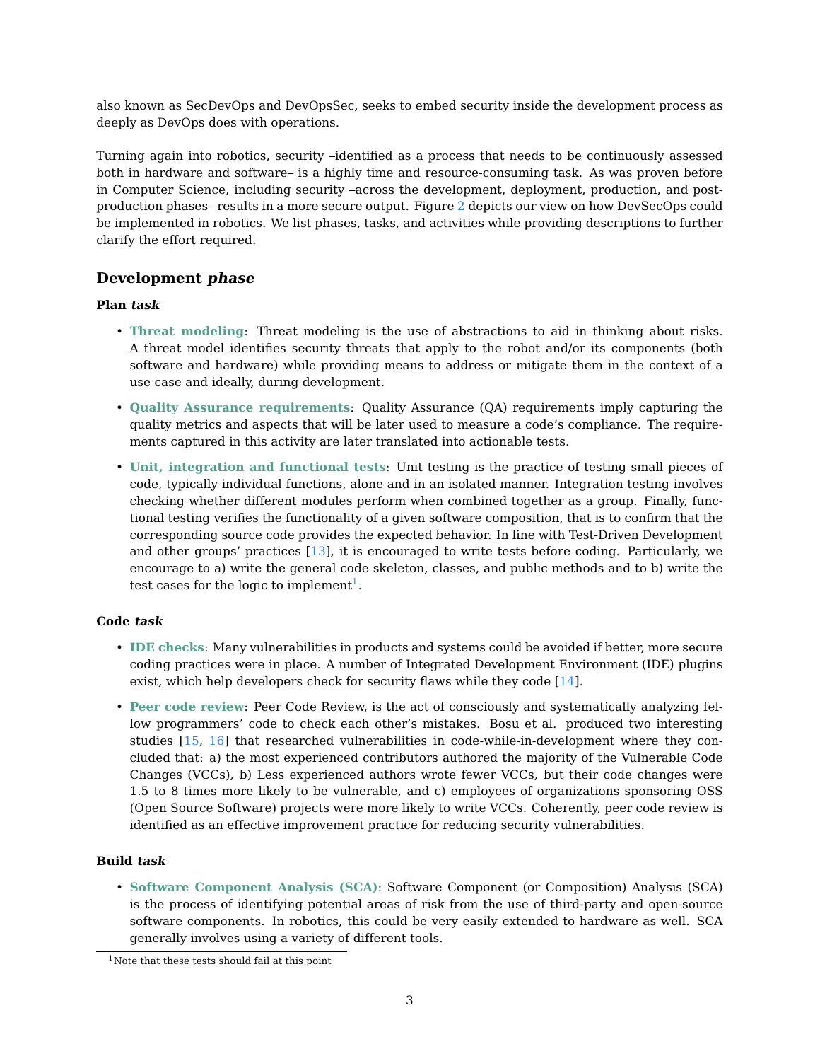also known as SecDevOps and DevOpsSec, seeks to embed security inside the development process as deeply as DevOps does with operations.

Turning again into robotics, security –identified as a process that needs to be continuously assessed both in hardware and software– is a highly time and resource-consuming task. As was proven before in Computer Science, including security –across the development, deployment, production, and post-production phases– results in a more secure output. Figure 2 depicts our view on how DevSecOps could be implemented in robotics. We list phases, tasks, and activities while providing descriptions to further clarify the effort required.

## Development *phase*

### Plan *task*

- **Threat modeling**: Threat modeling is the use of abstractions to aid in thinking about risks. A threat model identifies security threats that apply to the robot and/or its components (both software and hardware) while providing means to address or mitigate them in the context of a use case and ideally, during development.
- **Quality Assurance requirements**: Quality Assurance (QA) requirements imply capturing the quality metrics and aspects that will be later used to measure a code's compliance. The requirements captured in this activity are later translated into actionable tests.
- **Unit, integration and functional tests**: Unit testing is the practice of testing small pieces of code, typically individual functions, alone and in an isolated manner. Integration testing involves checking whether different modules perform when combined together as a group. Finally, functional testing verifies the functionality of a given software composition, that is to confirm that the corresponding source code provides the expected behavior. In line with Test-Driven Development and other groups' practices [13], it is encouraged to write tests before coding. Particularly, we encourage to a) write the general code skeleton, classes, and public methods and to b) write the test cases for the logic to implement[1].

### Code *task*

- **IDE checks**: Many vulnerabilities in products and systems could be avoided if better, more secure coding practices were in place. A number of Integrated Development Environment (IDE) plugins exist, which help developers check for security flaws while they code [14].
- **Peer code review**: Peer Code Review, is the act of consciously and systematically analyzing fellow programmers' code to check each other's mistakes. Bosu et al. produced two interesting studies [15, 16] that researched vulnerabilities in code-while-in-development where they concluded that: a) the most experienced contributors authored the majority of the Vulnerable Code Changes (VCCs), b) Less experienced authors wrote fewer VCCs, but their code changes were 1.5 to 8 times more likely to be vulnerable, and c) employees of organizations sponsoring OSS (Open Source Software) projects were more likely to write VCCs. Coherently, peer code review is identified as an effective improvement practice for reducing security vulnerabilities.

### Build *task*

- **Software Component Analysis (SCA)**: Software Component (or Composition) Analysis (SCA) is the process of identifying potential areas of risk from the use of third-party and open-source software components. In robotics, this could be very easily extended to hardware as well. SCA generally involves using a variety of different tools.

[1] Note that these tests should fail at this point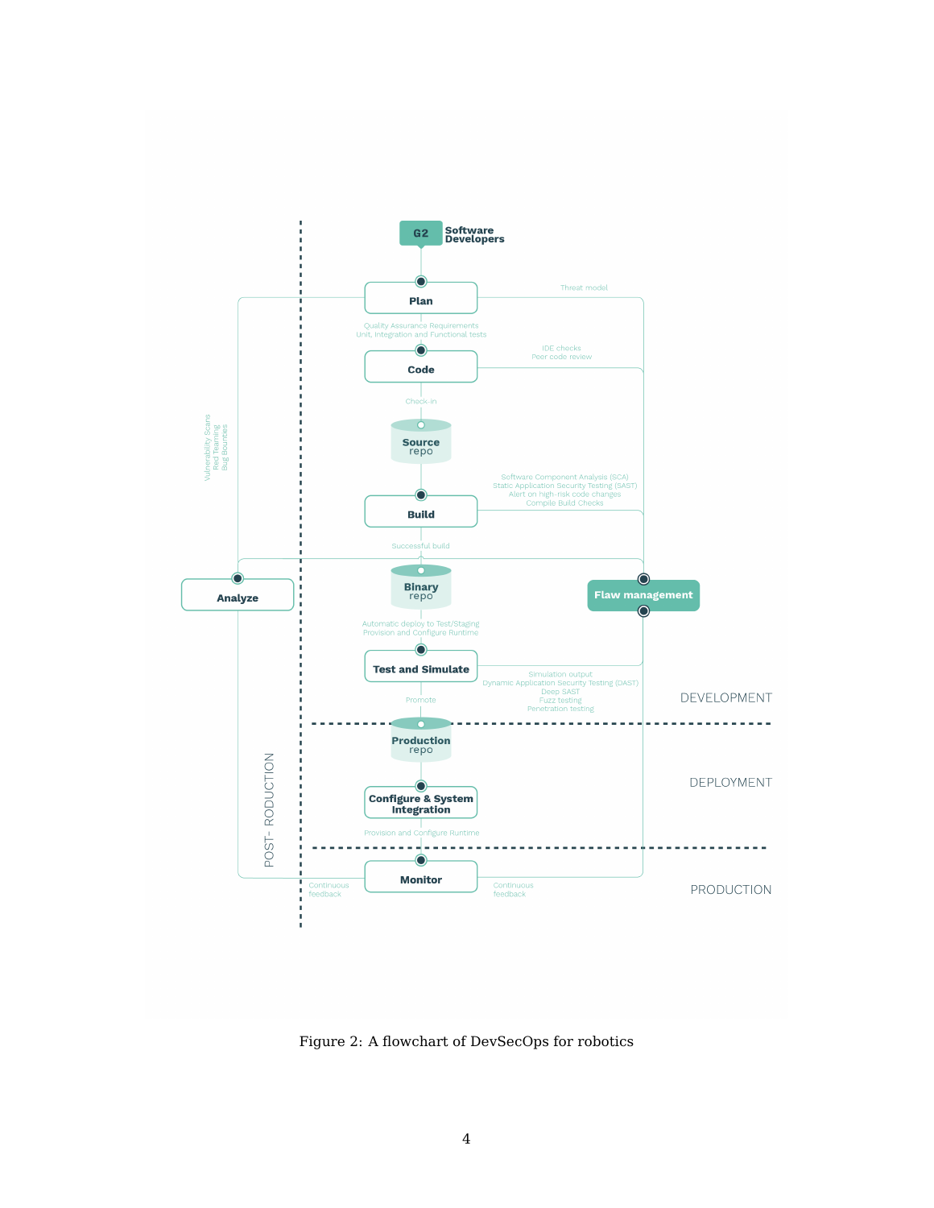G2 Software Developers

Plan

Threat model

Quality Assurance Requirements
Unit, Integration and Functional tests

Code

IDE checks
Peer code review

Check-in

Source repo

Software Component Analysis (SCA)
Static Application Security Testing (SAST)
Alert on high-risk code changes
Compile Build Checks

Build

Successful build

Vulnerability Scans
Red Teaming
Bug Bounties

Analyze

Binary repo

Flaw management

Automatic deploy to Test/Staging
Provision and Configure Runtime

Test and Simulate

Simulation output
Dynamic Application Security Testing (DAST)
Deep SAST
Fuzz testing
Penetration testing

Promote

DEVELOPMENT

Production repo

DEPLOYMENT

Configure & System Integration

Provision and Configure Runtime

POST- RODUCTION

Monitor

Continuous feedback

Continuous feedback

PRODUCTION

Figure 2: A flowchart of DevSecOps for robotics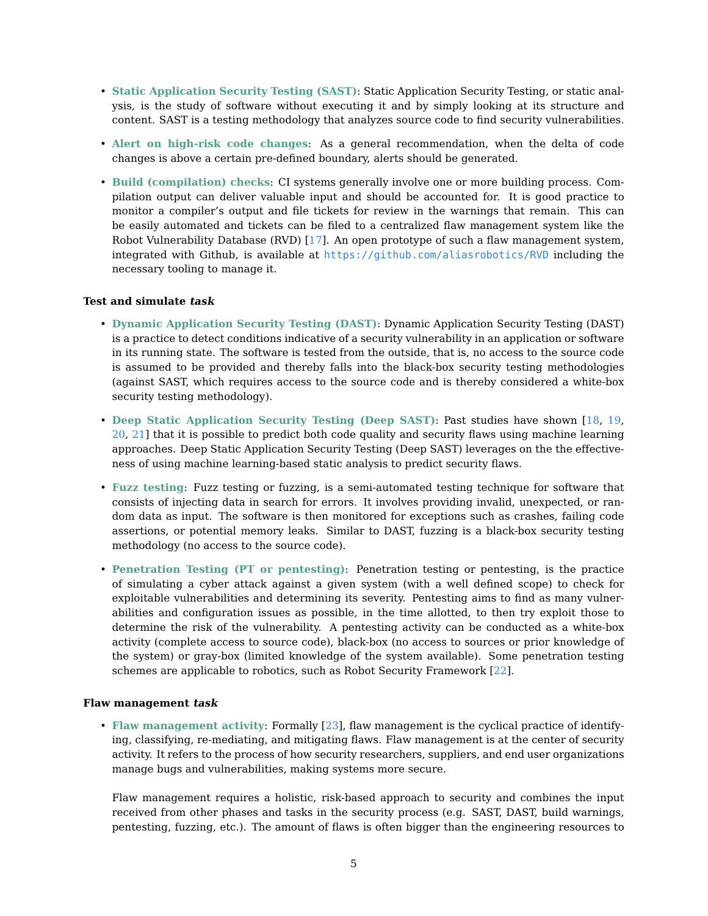- **Static Application Security Testing (SAST)**: Static Application Security Testing, or static analysis, is the study of software without executing it and by simply looking at its structure and content. SAST is a testing methodology that analyzes source code to find security vulnerabilities.

- **Alert on high-risk code changes**: As a general recommendation, when the delta of code changes is above a certain pre-defined boundary, alerts should be generated.

- **Build (compilation) checks**: CI systems generally involve one or more building process. Compilation output can deliver valuable input and should be accounted for. It is good practice to monitor a compiler's output and file tickets for review in the warnings that remain. This can be easily automated and tickets can be filed to a centralized flaw management system like the Robot Vulnerability Database (RVD) [17]. An open prototype of such a flaw management system, integrated with Github, is available at `https://github.com/aliasrobotics/RVD` including the necessary tooling to manage it.

**Test and simulate *task***

- **Dynamic Application Security Testing (DAST)**: Dynamic Application Security Testing (DAST) is a practice to detect conditions indicative of a security vulnerability in an application or software in its running state. The software is tested from the outside, that is, no access to the source code is assumed to be provided and thereby falls into the black-box security testing methodologies (against SAST, which requires access to the source code and is thereby considered a white-box security testing methodology).

- **Deep Static Application Security Testing (Deep SAST)**: Past studies have shown [18, 19, 20, 21] that it is possible to predict both code quality and security flaws using machine learning approaches. Deep Static Application Security Testing (Deep SAST) leverages on the the effectiveness of using machine learning-based static analysis to predict security flaws.

- **Fuzz testing**: Fuzz testing or fuzzing, is a semi-automated testing technique for software that consists of injecting data in search for errors. It involves providing invalid, unexpected, or random data as input. The software is then monitored for exceptions such as crashes, failing code assertions, or potential memory leaks. Similar to DAST, fuzzing is a black-box security testing methodology (no access to the source code).

- **Penetration Testing (PT or pentesting)**: Penetration testing or pentesting, is the practice of simulating a cyber attack against a given system (with a well defined scope) to check for exploitable vulnerabilities and determining its severity. Pentesting aims to find as many vulnerabilities and configuration issues as possible, in the time allotted, to then try exploit those to determine the risk of the vulnerability. A pentesting activity can be conducted as a white-box activity (complete access to source code), black-box (no access to sources or prior knowledge of the system) or gray-box (limited knowledge of the system available). Some penetration testing schemes are applicable to robotics, such as Robot Security Framework [22].

**Flaw management *task***

- **Flaw management activity**: Formally [23], flaw management is the cyclical practice of identifying, classifying, re-mediating, and mitigating flaws. Flaw management is at the center of security activity. It refers to the process of how security researchers, suppliers, and end user organizations manage bugs and vulnerabilities, making systems more secure.

  Flaw management requires a holistic, risk-based approach to security and combines the input received from other phases and tasks in the security process (e.g. SAST, DAST, build warnings, pentesting, fuzzing, etc.). The amount of flaws is often bigger than the engineering resources to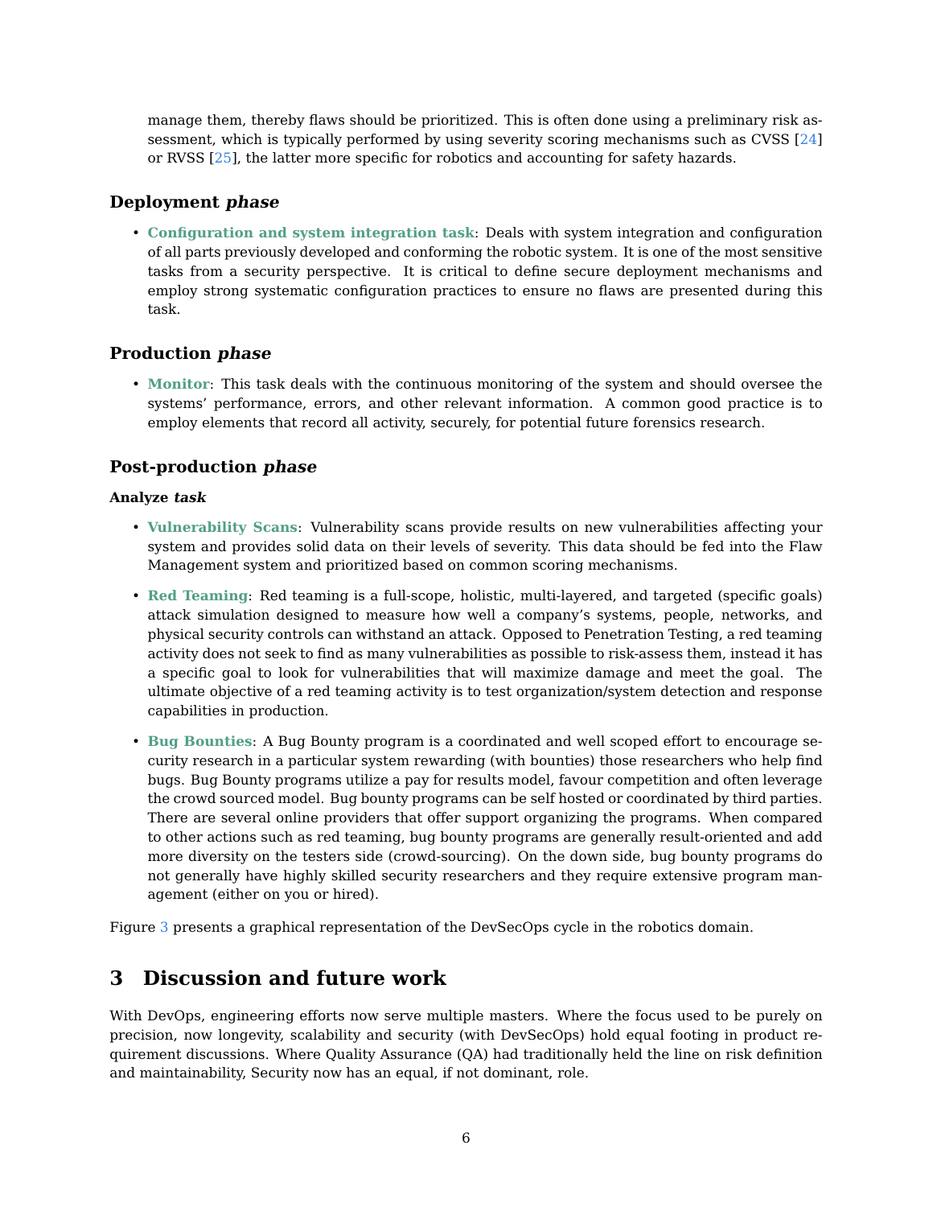manage them, thereby flaws should be prioritized. This is often done using a preliminary risk assessment, which is typically performed by using severity scoring mechanisms such as CVSS [24] or RVSS [25], the latter more specific for robotics and accounting for safety hazards.

### Deployment *phase*

- **Configuration and system integration task**: Deals with system integration and configuration of all parts previously developed and conforming the robotic system. It is one of the most sensitive tasks from a security perspective. It is critical to define secure deployment mechanisms and employ strong systematic configuration practices to ensure no flaws are presented during this task.

### Production *phase*

- **Monitor**: This task deals with the continuous monitoring of the system and should oversee the systems' performance, errors, and other relevant information. A common good practice is to employ elements that record all activity, securely, for potential future forensics research.

### Post-production *phase*

#### Analyze *task*

- **Vulnerability Scans**: Vulnerability scans provide results on new vulnerabilities affecting your system and provides solid data on their levels of severity. This data should be fed into the Flaw Management system and prioritized based on common scoring mechanisms.
- **Red Teaming**: Red teaming is a full-scope, holistic, multi-layered, and targeted (specific goals) attack simulation designed to measure how well a company's systems, people, networks, and physical security controls can withstand an attack. Opposed to Penetration Testing, a red teaming activity does not seek to find as many vulnerabilities as possible to risk-assess them, instead it has a specific goal to look for vulnerabilities that will maximize damage and meet the goal. The ultimate objective of a red teaming activity is to test organization/system detection and response capabilities in production.
- **Bug Bounties**: A Bug Bounty program is a coordinated and well scoped effort to encourage security research in a particular system rewarding (with bounties) those researchers who help find bugs. Bug Bounty programs utilize a pay for results model, favour competition and often leverage the crowd sourced model. Bug bounty programs can be self hosted or coordinated by third parties. There are several online providers that offer support organizing the programs. When compared to other actions such as red teaming, bug bounty programs are generally result-oriented and add more diversity on the testers side (crowd-sourcing). On the down side, bug bounty programs do not generally have highly skilled security researchers and they require extensive program management (either on you or hired).

Figure 3 presents a graphical representation of the DevSecOps cycle in the robotics domain.

## 3 Discussion and future work

With DevOps, engineering efforts now serve multiple masters. Where the focus used to be purely on precision, now longevity, scalability and security (with DevSecOps) hold equal footing in product requirement discussions. Where Quality Assurance (QA) had traditionally held the line on risk definition and maintainability, Security now has an equal, if not dominant, role.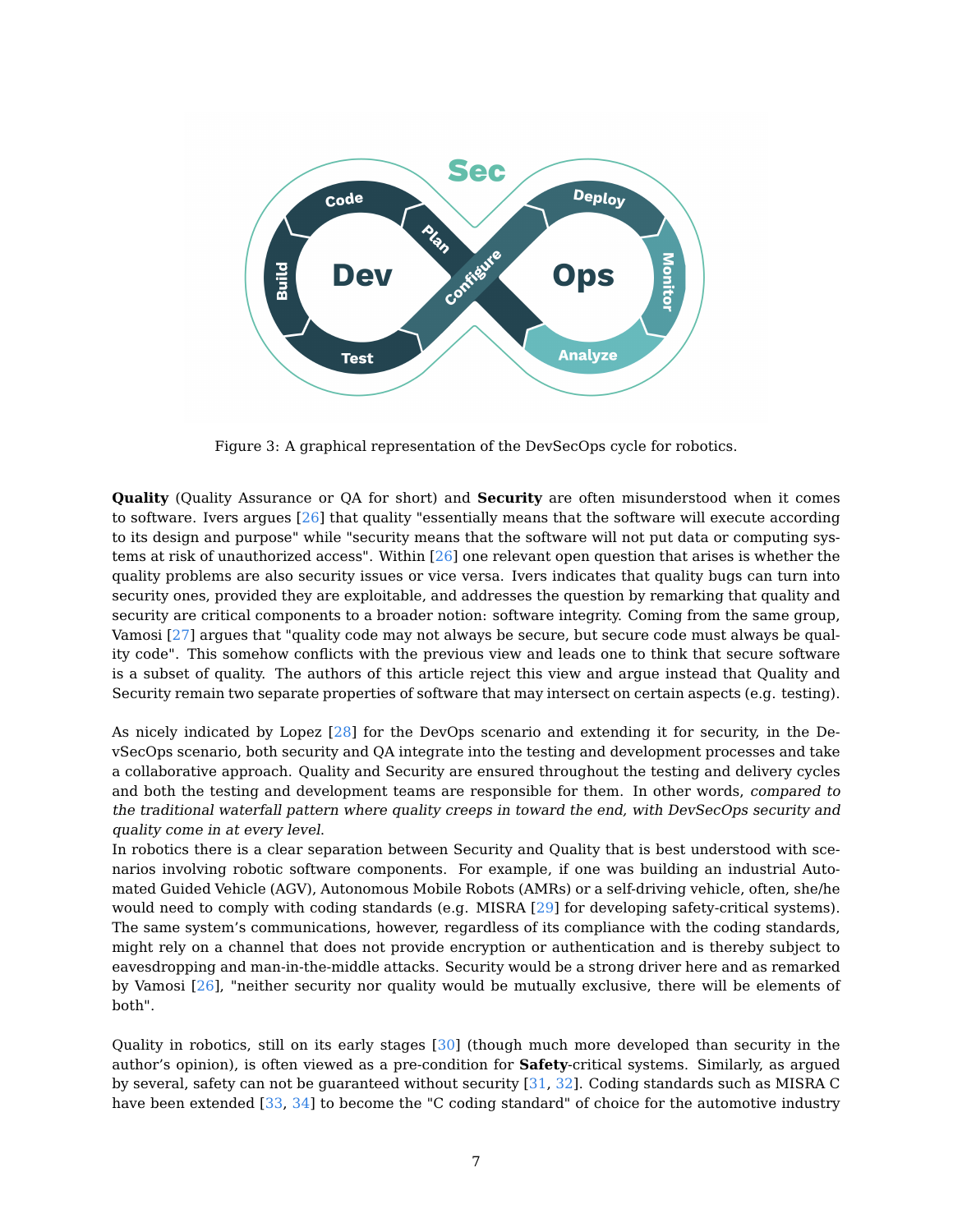Figure 3: A graphical representation of the DevSecOps cycle for robotics.

**Quality** (Quality Assurance or QA for short) and **Security** are often misunderstood when it comes to software. Ivers argues [26] that quality "essentially means that the software will execute according to its design and purpose" while "security means that the software will not put data or computing systems at risk of unauthorized access". Within [26] one relevant open question that arises is whether the quality problems are also security issues or vice versa. Ivers indicates that quality bugs can turn into security ones, provided they are exploitable, and addresses the question by remarking that quality and security are critical components to a broader notion: software integrity. Coming from the same group, Vamosi [27] argues that "quality code may not always be secure, but secure code must always be quality code". This somehow conflicts with the previous view and leads one to think that secure software is a subset of quality. The authors of this article reject this view and argue instead that Quality and Security remain two separate properties of software that may intersect on certain aspects (e.g. testing).

As nicely indicated by Lopez [28] for the DevOps scenario and extending it for security, in the DevSecOps scenario, both security and QA integrate into the testing and development processes and take a collaborative approach. Quality and Security are ensured throughout the testing and delivery cycles and both the testing and development teams are responsible for them. In other words, *compared to the traditional waterfall pattern where quality creeps in toward the end, with DevSecOps security and quality come in at every level.*

In robotics there is a clear separation between Security and Quality that is best understood with scenarios involving robotic software components. For example, if one was building an industrial Automated Guided Vehicle (AGV), Autonomous Mobile Robots (AMRs) or a self-driving vehicle, often, she/he would need to comply with coding standards (e.g. MISRA [29] for developing safety-critical systems). The same system's communications, however, regardless of its compliance with the coding standards, might rely on a channel that does not provide encryption or authentication and is thereby subject to eavesdropping and man-in-the-middle attacks. Security would be a strong driver here and as remarked by Vamosi [26], "neither security nor quality would be mutually exclusive, there will be elements of both".

Quality in robotics, still on its early stages [30] (though much more developed than security in the author's opinion), is often viewed as a pre-condition for **Safety**-critical systems. Similarly, as argued by several, safety can not be guaranteed without security [31, 32]. Coding standards such as MISRA C have been extended [33, 34] to become the "C coding standard" of choice for the automotive industry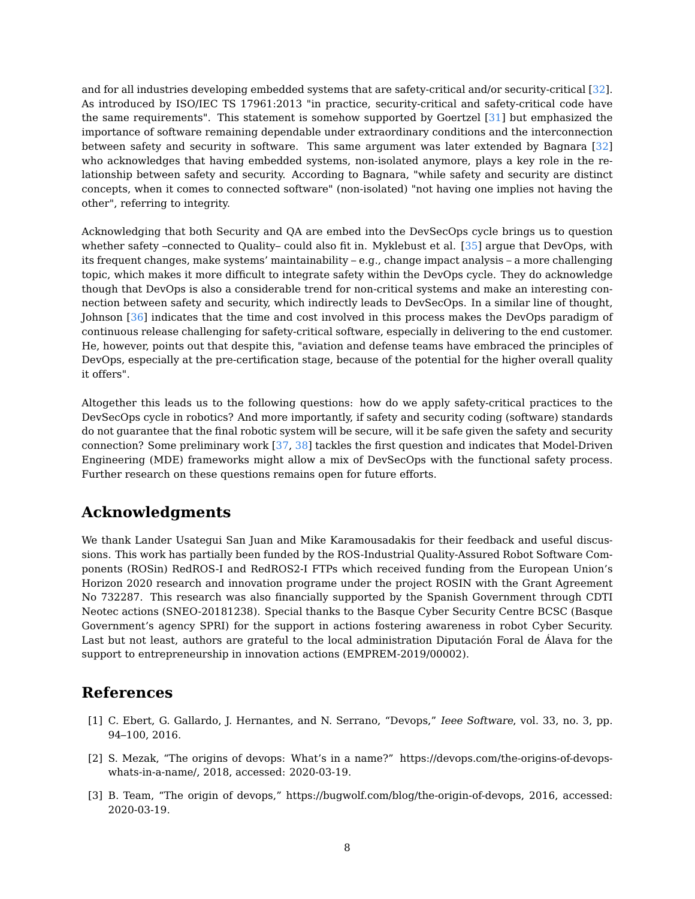and for all industries developing embedded systems that are safety-critical and/or security-critical [32]. As introduced by ISO/IEC TS 17961:2013 "in practice, security-critical and safety-critical code have the same requirements". This statement is somehow supported by Goertzel [31] but emphasized the importance of software remaining dependable under extraordinary conditions and the interconnection between safety and security in software. This same argument was later extended by Bagnara [32] who acknowledges that having embedded systems, non-isolated anymore, plays a key role in the relationship between safety and security. According to Bagnara, "while safety and security are distinct concepts, when it comes to connected software" (non-isolated) "not having one implies not having the other", referring to integrity.

Acknowledging that both Security and QA are embed into the DevSecOps cycle brings us to question whether safety –connected to Quality– could also fit in. Myklebust et al. [35] argue that DevOps, with its frequent changes, make systems' maintainability – e.g., change impact analysis – a more challenging topic, which makes it more difficult to integrate safety within the DevOps cycle. They do acknowledge though that DevOps is also a considerable trend for non-critical systems and make an interesting connection between safety and security, which indirectly leads to DevSecOps. In a similar line of thought, Johnson [36] indicates that the time and cost involved in this process makes the DevOps paradigm of continuous release challenging for safety-critical software, especially in delivering to the end customer. He, however, points out that despite this, "aviation and defense teams have embraced the principles of DevOps, especially at the pre-certification stage, because of the potential for the higher overall quality it offers".

Altogether this leads us to the following questions: how do we apply safety-critical practices to the DevSecOps cycle in robotics? And more importantly, if safety and security coding (software) standards do not guarantee that the final robotic system will be secure, will it be safe given the safety and security connection? Some preliminary work [37, 38] tackles the first question and indicates that Model-Driven Engineering (MDE) frameworks might allow a mix of DevSecOps with the functional safety process. Further research on these questions remains open for future efforts.

## Acknowledgments

We thank Lander Usategui San Juan and Mike Karamousadakis for their feedback and useful discussions. This work has partially been funded by the ROS-Industrial Quality-Assured Robot Software Components (ROSin) RedROS-I and RedROS2-I FTPs which received funding from the European Union's Horizon 2020 research and innovation programe under the project ROSIN with the Grant Agreement No 732287. This research was also financially supported by the Spanish Government through CDTI Neotec actions (SNEO-20181238). Special thanks to the Basque Cyber Security Centre BCSC (Basque Government's agency SPRI) for the support in actions fostering awareness in robot Cyber Security. Last but not least, authors are grateful to the local administration Diputación Foral de Álava for the support to entrepreneurship in innovation actions (EMPREM-2019/00002).

## References

[1] C. Ebert, G. Gallardo, J. Hernantes, and N. Serrano, "Devops," *Ieee Software*, vol. 33, no. 3, pp. 94–100, 2016.

[2] S. Mezak, "The origins of devops: What's in a name?" https://devops.com/the-origins-of-devops-whats-in-a-name/, 2018, accessed: 2020-03-19.

[3] B. Team, "The origin of devops," https://bugwolf.com/blog/the-origin-of-devops, 2016, accessed: 2020-03-19.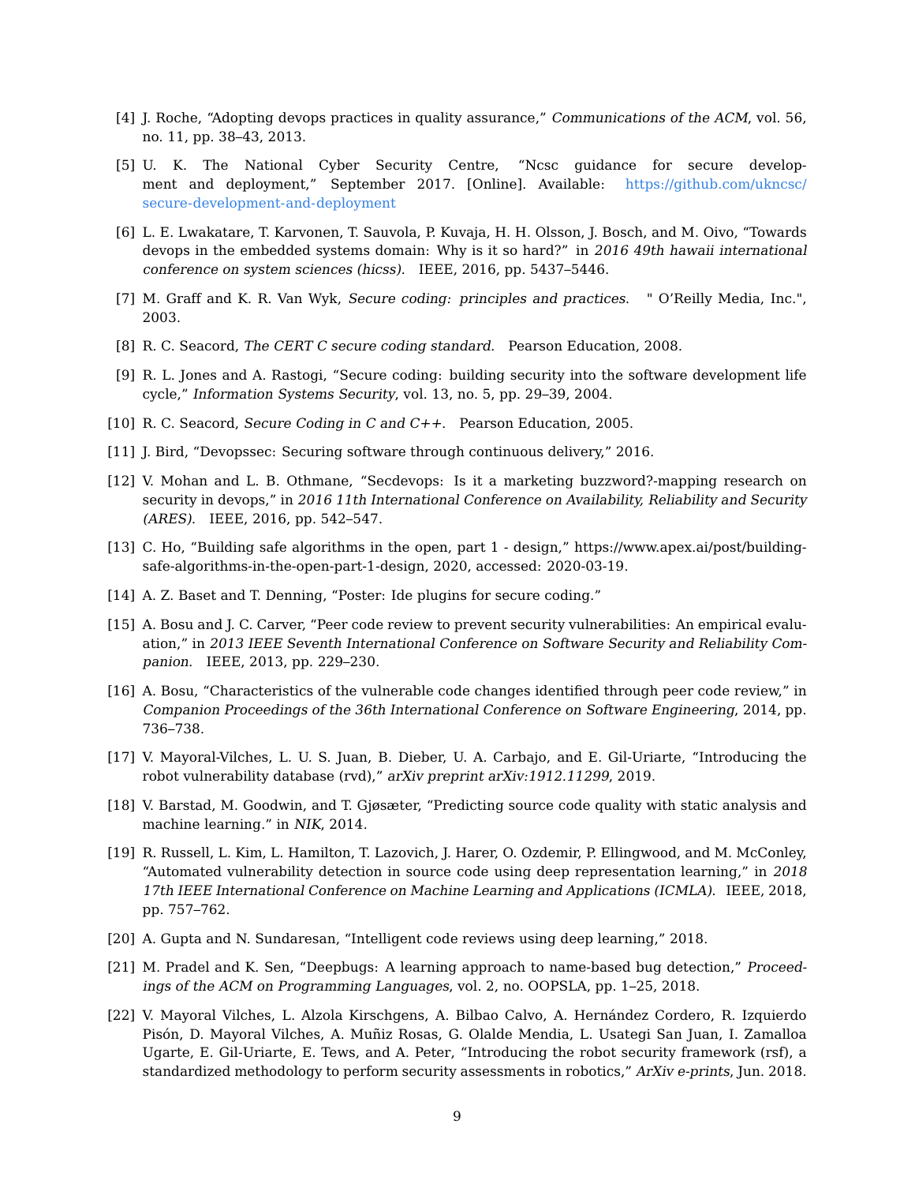[4] J. Roche, “Adopting devops practices in quality assurance,” *Communications of the ACM*, vol. 56, no. 11, pp. 38–43, 2013.

[5] U. K. The National Cyber Security Centre, “Ncsc guidance for secure development and deployment,” September 2017. [Online]. Available: https://github.com/ukncsc/secure-development-and-deployment

[6] L. E. Lwakatare, T. Karvonen, T. Sauvola, P. Kuvaja, H. H. Olsson, J. Bosch, and M. Oivo, “Towards devops in the embedded systems domain: Why is it so hard?” in *2016 49th hawaii international conference on system sciences (hicss)*. IEEE, 2016, pp. 5437–5446.

[7] M. Graff and K. R. Van Wyk, *Secure coding: principles and practices*. " O’Reilly Media, Inc.", 2003.

[8] R. C. Seacord, *The CERT C secure coding standard*. Pearson Education, 2008.

[9] R. L. Jones and A. Rastogi, “Secure coding: building security into the software development life cycle,” *Information Systems Security*, vol. 13, no. 5, pp. 29–39, 2004.

[10] R. C. Seacord, *Secure Coding in C and C++*. Pearson Education, 2005.

[11] J. Bird, “Devopssec: Securing software through continuous delivery,” 2016.

[12] V. Mohan and L. B. Othmane, “Secdevops: Is it a marketing buzzword?-mapping research on security in devops,” in *2016 11th International Conference on Availability, Reliability and Security (ARES)*. IEEE, 2016, pp. 542–547.

[13] C. Ho, “Building safe algorithms in the open, part 1 - design,” https://www.apex.ai/post/building-safe-algorithms-in-the-open-part-1-design, 2020, accessed: 2020-03-19.

[14] A. Z. Baset and T. Denning, “Poster: Ide plugins for secure coding.”

[15] A. Bosu and J. C. Carver, “Peer code review to prevent security vulnerabilities: An empirical evaluation,” in *2013 IEEE Seventh International Conference on Software Security and Reliability Companion*. IEEE, 2013, pp. 229–230.

[16] A. Bosu, “Characteristics of the vulnerable code changes identified through peer code review,” in *Companion Proceedings of the 36th International Conference on Software Engineering*, 2014, pp. 736–738.

[17] V. Mayoral-Vilches, L. U. S. Juan, B. Dieber, U. A. Carbajo, and E. Gil-Uriarte, “Introducing the robot vulnerability database (rvd),” *arXiv preprint arXiv:1912.11299*, 2019.

[18] V. Barstad, M. Goodwin, and T. Gjøsæter, “Predicting source code quality with static analysis and machine learning.” in *NIK*, 2014.

[19] R. Russell, L. Kim, L. Hamilton, T. Lazovich, J. Harer, O. Ozdemir, P. Ellingwood, and M. McConley, “Automated vulnerability detection in source code using deep representation learning,” in *2018 17th IEEE International Conference on Machine Learning and Applications (ICMLA)*. IEEE, 2018, pp. 757–762.

[20] A. Gupta and N. Sundaresan, “Intelligent code reviews using deep learning,” 2018.

[21] M. Pradel and K. Sen, “Deepbugs: A learning approach to name-based bug detection,” *Proceedings of the ACM on Programming Languages*, vol. 2, no. OOPSLA, pp. 1–25, 2018.

[22] V. Mayoral Vilches, L. Alzola Kirschgens, A. Bilbao Calvo, A. Hernández Cordero, R. Izquierdo Pisón, D. Mayoral Vilches, A. Muñiz Rosas, G. Olalde Mendia, L. Usategi San Juan, I. Zamalloa Ugarte, E. Gil-Uriarte, E. Tews, and A. Peter, “Introducing the robot security framework (rsf), a standardized methodology to perform security assessments in robotics,” *ArXiv e-prints*, Jun. 2018.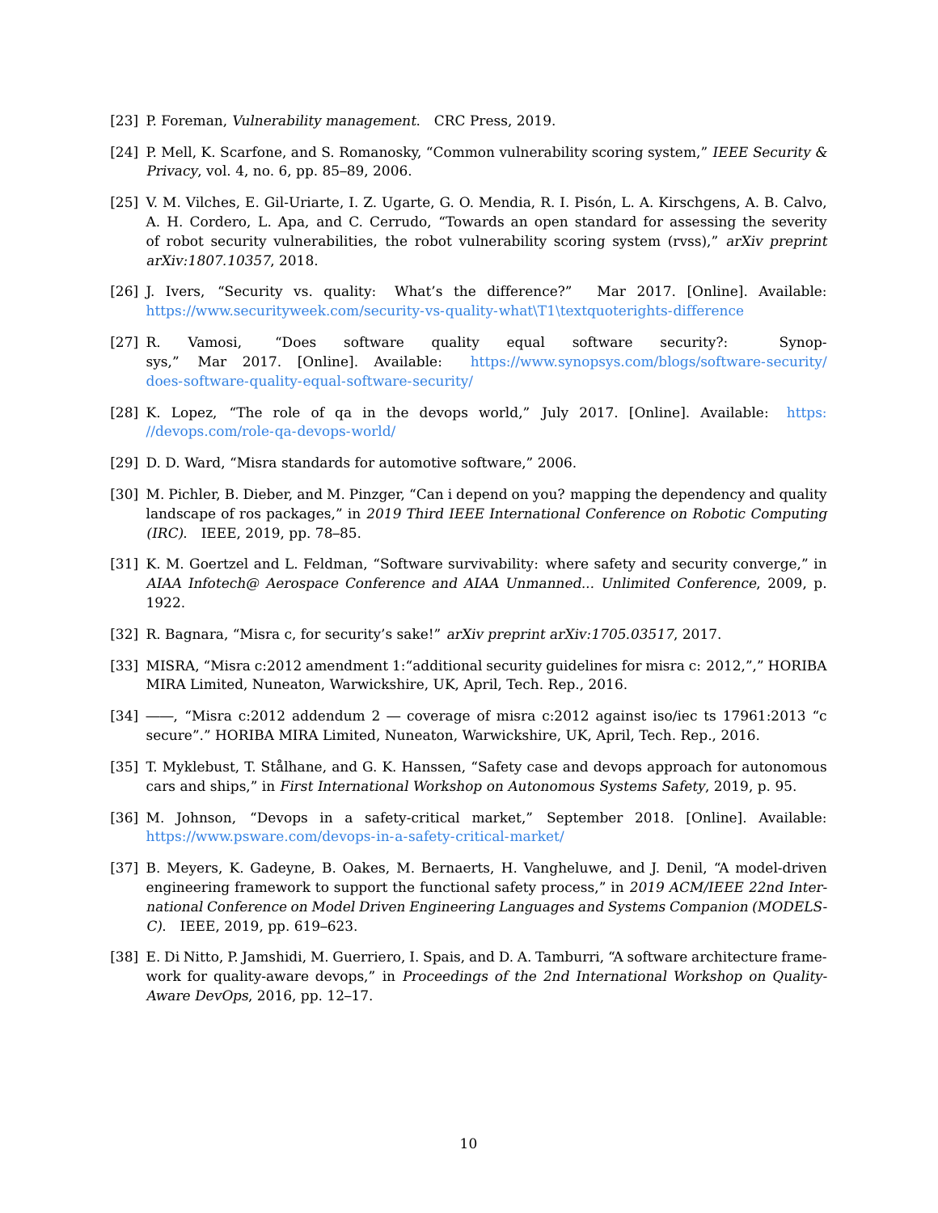[23] P. Foreman, *Vulnerability management*. CRC Press, 2019.

[24] P. Mell, K. Scarfone, and S. Romanosky, “Common vulnerability scoring system,” *IEEE Security & Privacy*, vol. 4, no. 6, pp. 85–89, 2006.

[25] V. M. Vilches, E. Gil-Uriarte, I. Z. Ugarte, G. O. Mendia, R. I. Pisón, L. A. Kirschgens, A. B. Calvo, A. H. Cordero, L. Apa, and C. Cerrudo, “Towards an open standard for assessing the severity of robot security vulnerabilities, the robot vulnerability scoring system (rvss),” *arXiv preprint arXiv:1807.10357*, 2018.

[26] J. Ivers, “Security vs. quality: What’s the difference?” Mar 2017. [Online]. Available: https://www.securityweek.com/security-vs-quality-what\T1\textquoterights-difference

[27] R. Vamosi, “Does software quality equal software security?: Synopsys,” Mar 2017. [Online]. Available: https://www.synopsys.com/blogs/software-security/does-software-quality-equal-software-security/

[28] K. Lopez, “The role of qa in the devops world,” July 2017. [Online]. Available: https://devops.com/role-qa-devops-world/

[29] D. D. Ward, “Misra standards for automotive software,” 2006.

[30] M. Pichler, B. Dieber, and M. Pinzger, “Can i depend on you? mapping the dependency and quality landscape of ros packages,” in *2019 Third IEEE International Conference on Robotic Computing (IRC)*. IEEE, 2019, pp. 78–85.

[31] K. M. Goertzel and L. Feldman, “Software survivability: where safety and security converge,” in *AIAA Infotech@ Aerospace Conference and AIAA Unmanned... Unlimited Conference*, 2009, p. 1922.

[32] R. Bagnara, “Misra c, for security’s sake!” *arXiv preprint arXiv:1705.03517*, 2017.

[33] MISRA, “Misra c:2012 amendment 1:“additional security guidelines for misra c: 2012,”,” HORIBA MIRA Limited, Nuneaton, Warwickshire, UK, April, Tech. Rep., 2016.

[34] ——, “Misra c:2012 addendum 2 — coverage of misra c:2012 against iso/iec ts 17961:2013 “c secure”.” HORIBA MIRA Limited, Nuneaton, Warwickshire, UK, April, Tech. Rep., 2016.

[35] T. Myklebust, T. Stålhane, and G. K. Hanssen, “Safety case and devops approach for autonomous cars and ships,” in *First International Workshop on Autonomous Systems Safety*, 2019, p. 95.

[36] M. Johnson, “Devops in a safety-critical market,” September 2018. [Online]. Available: https://www.psware.com/devops-in-a-safety-critical-market/

[37] B. Meyers, K. Gadeyne, B. Oakes, M. Bernaerts, H. Vangheluwe, and J. Denil, “A model-driven engineering framework to support the functional safety process,” in *2019 ACM/IEEE 22nd International Conference on Model Driven Engineering Languages and Systems Companion (MODELS-C)*. IEEE, 2019, pp. 619–623.

[38] E. Di Nitto, P. Jamshidi, M. Guerriero, I. Spais, and D. A. Tamburri, “A software architecture framework for quality-aware devops,” in *Proceedings of the 2nd International Workshop on Quality-Aware DevOps*, 2016, pp. 12–17.